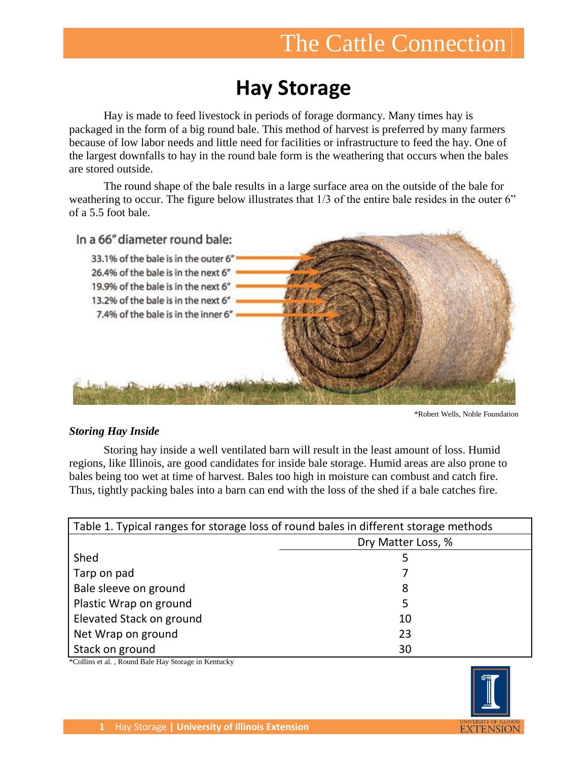# Hay Storage

Hay is made to feed livestock in periods of forage dormancy. Many times hay is packaged in the form of a big round bale. This method of harvest is preferred by many farmers because of low labor needs and little need for facilities or infrastructure to feed the hay. One of the largest downfalls to hay in the round bale form is the weathering that occurs when the bales are stored outside.

The round shape of the bale results in a large surface area on the outside of the bale for weathering to occur. The figure below illustrates that 1/3 of the entire bale resides in the outer 6" of a 5.5 foot bale.

In a 66" diameter round bale:

- 33.1% of the bale is in the outer 6"
- 26.4% of the bale is in the next 6"
- 19.9% of the bale is in the next 6"
- 13.2% of the bale is in the next 6"
- 7.4% of the bale is in the inner 6"

*Robert Wells, Noble Foundation

### *Storing Hay Inside*

Storing hay inside a well ventilated barn will result in the least amount of loss. Humid regions, like Illinois, are good candidates for inside bale storage. Humid areas are also prone to bales being too wet at time of harvest. Bales too high in moisture can combust and catch fire. Thus, tightly packing bales into a barn can end with the loss of the shed if a bale catches fire.

Table 1. Typical ranges for storage loss of round bales in different storage methods

| | Dry Matter Loss, % |
|---|---|
| Shed | 5 |
| Tarp on pad | 7 |
| Bale sleeve on ground | 8 |
| Plastic Wrap on ground | 5 |
| Elevated Stack on ground | 10 |
| Net Wrap on ground | 23 |
| Stack on ground | 30 |

*Collins et al. , Round Bale Hay Storage in Kentucky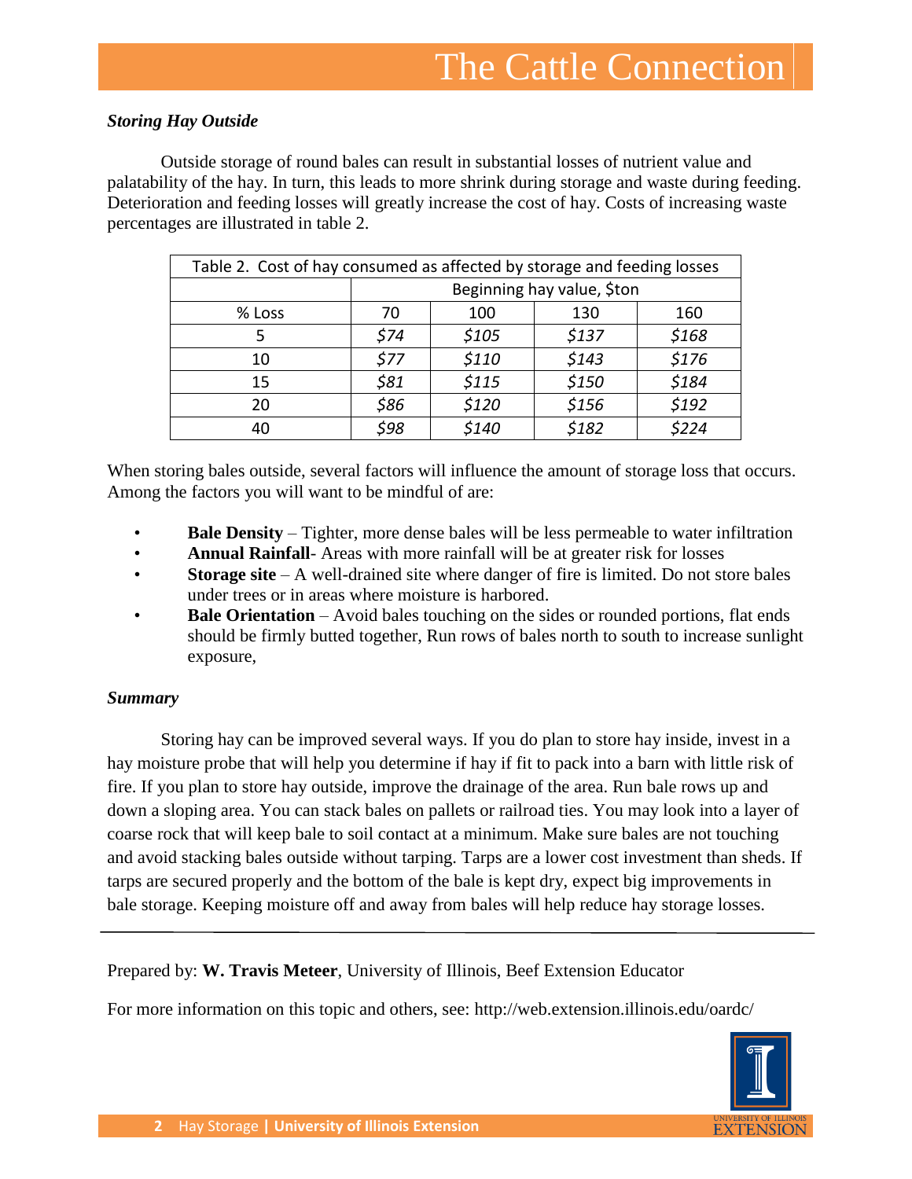*Storing Hay Outside*

Outside storage of round bales can result in substantial losses of nutrient value and palatability of the hay. In turn, this leads to more shrink during storage and waste during feeding. Deterioration and feeding losses will greatly increase the cost of hay. Costs of increasing waste percentages are illustrated in table 2.

Table 2. Cost of hay consumed as affected by storage and feeding losses

| | Beginning hay value, $ton | | | |
|---|---|---|---|---|
| % Loss | 70 | 100 | 130 | 160 |
| 5 | *$74* | *$105* | *$137* | *$168* |
| 10 | *$77* | *$110* | *$143* | *$176* |
| 15 | *$81* | *$115* | *$150* | *$184* |
| 20 | *$86* | *$120* | *$156* | *$192* |
| 40 | *$98* | *$140* | *$182* | *$224* |

When storing bales outside, several factors will influence the amount of storage loss that occurs. Among the factors you will want to be mindful of are:

- **Bale Density** – Tighter, more dense bales will be less permeable to water infiltration
- **Annual Rainfall**- Areas with more rainfall will be at greater risk for losses
- **Storage site** – A well-drained site where danger of fire is limited. Do not store bales under trees or in areas where moisture is harbored.
- **Bale Orientation** – Avoid bales touching on the sides or rounded portions, flat ends should be firmly butted together, Run rows of bales north to south to increase sunlight exposure,

***Summary***

Storing hay can be improved several ways. If you do plan to store hay inside, invest in a hay moisture probe that will help you determine if hay if fit to pack into a barn with little risk of fire. If you plan to store hay outside, improve the drainage of the area. Run bale rows up and down a sloping area. You can stack bales on pallets or railroad ties. You may look into a layer of coarse rock that will keep bale to soil contact at a minimum. Make sure bales are not touching and avoid stacking bales outside without tarping. Tarps are a lower cost investment than sheds. If tarps are secured properly and the bottom of the bale is kept dry, expect big improvements in bale storage. Keeping moisture off and away from bales will help reduce hay storage losses.

---

Prepared by: **W. Travis Meteer**, University of Illinois, Beef Extension Educator

For more information on this topic and others, see: http://web.extension.illinois.edu/oardc/